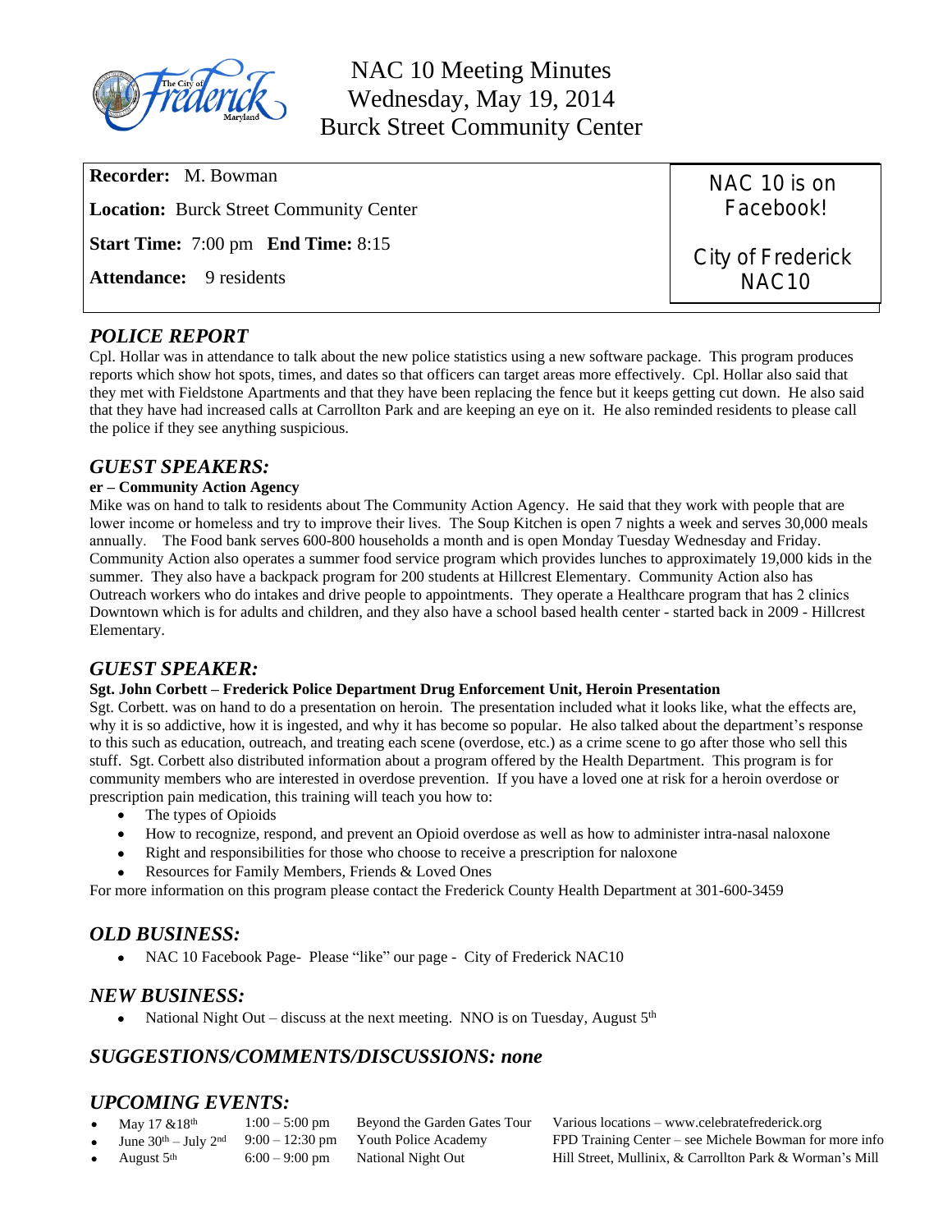# NAC 10 Meeting Minutes
## Wednesday, May 19, 2014
## Burck Street Community Center

**Recorder:** M. Bowman

**Location:** Burck Street Community Center

**Start Time:** 7:00 pm **End Time:** 8:15

**Attendance:** 9 residents

NAC 10 is on Facebook!

City of Frederick NAC10

## *POLICE REPORT*

Cpl. Hollar was in attendance to talk about the new police statistics using a new software package. This program produces reports which show hot spots, times, and dates so that officers can target areas more effectively. Cpl. Hollar also said that they met with Fieldstone Apartments and that they have been replacing the fence but it keeps getting cut down. He also said that they have had increased calls at Carrollton Park and are keeping an eye on it. He also reminded residents to please call the police if they see anything suspicious.

## *GUEST SPEAKERS:*

**er – Community Action Agency**

Mike was on hand to talk to residents about The Community Action Agency. He said that they work with people that are lower income or homeless and try to improve their lives. The Soup Kitchen is open 7 nights a week and serves 30,000 meals annually. The Food bank serves 600-800 households a month and is open Monday Tuesday Wednesday and Friday. Community Action also operates a summer food service program which provides lunches to approximately 19,000 kids in the summer. They also have a backpack program for 200 students at Hillcrest Elementary. Community Action also has Outreach workers who do intakes and drive people to appointments. They operate a Healthcare program that has 2 clinics Downtown which is for adults and children, and they also have a school based health center - started back in 2009 - Hillcrest Elementary.

## *GUEST SPEAKER:*

**Sgt. John Corbett – Frederick Police Department Drug Enforcement Unit, Heroin Presentation**

Sgt. Corbett. was on hand to do a presentation on heroin. The presentation included what it looks like, what the effects are, why it is so addictive, how it is ingested, and why it has become so popular. He also talked about the department's response to this such as education, outreach, and treating each scene (overdose, etc.) as a crime scene to go after those who sell this stuff. Sgt. Corbett also distributed information about a program offered by the Health Department. This program is for community members who are interested in overdose prevention. If you have a loved one at risk for a heroin overdose or prescription pain medication, this training will teach you how to:

- The types of Opioids
- How to recognize, respond, and prevent an Opioid overdose as well as how to administer intra-nasal naloxone
- Right and responsibilities for those who choose to receive a prescription for naloxone
- Resources for Family Members, Friends & Loved Ones

For more information on this program please contact the Frederick County Health Department at 301-600-3459

## *OLD BUSINESS:*

- NAC 10 Facebook Page- Please "like" our page - City of Frederick NAC10

## *NEW BUSINESS:*

- National Night Out – discuss at the next meeting. NNO is on Tuesday, August 5th

## *SUGGESTIONS/COMMENTS/DISCUSSIONS: none*

## *UPCOMING EVENTS:*

| Date | Time | Event | Location |
|---|---|---|---|
| May 17 &18th | 1:00 – 5:00 pm | Beyond the Garden Gates Tour | Various locations – www.celebratefrederick.org |
| June 30th – July 2nd | 9:00 – 12:30 pm | Youth Police Academy | FPD Training Center – see Michele Bowman for more info |
| August 5th | 6:00 – 9:00 pm | National Night Out | Hill Street, Mullinix, & Carrollton Park & Worman's Mill |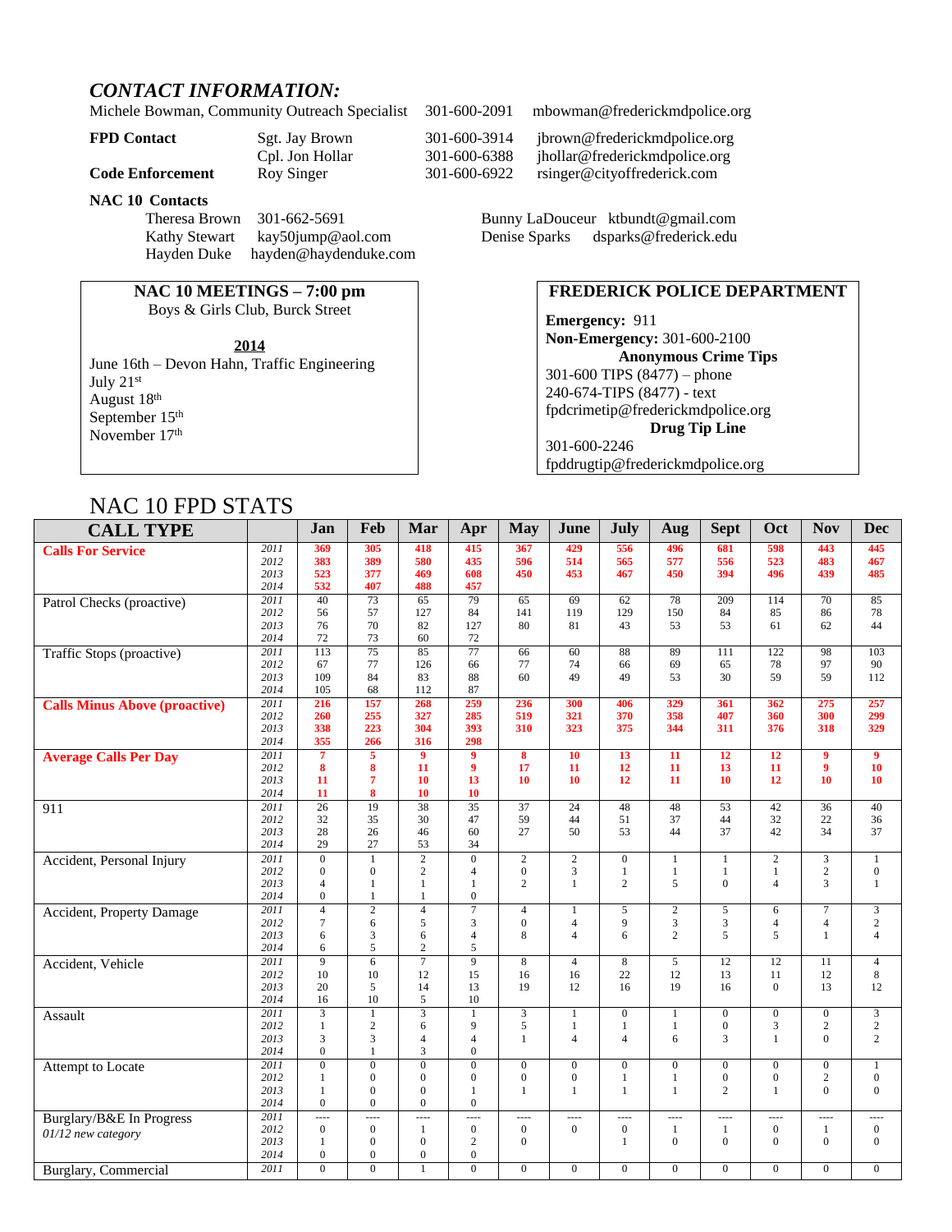## *CONTACT INFORMATION:*

Michele Bowman, Community Outreach Specialist 301-600-2091 mbowman@frederickmdpolice.org

| | | | |
|---|---|---|---|
| **FPD Contact** | Sgt. Jay Brown | 301-600-3914 | jbrown@frederickmdpolice.org |
| | Cpl. Jon Hollar | 301-600-6388 | jhollar@frederickmdpolice.org |
| **Code Enforcement** | Roy Singer | 301-600-6922 | rsinger@cityoffrederick.com |

**NAC 10 Contacts**

Theresa Brown 301-662-5691
Kathy Stewart kay50jump@aol.com
Hayden Duke hayden@haydenduke.com
Bunny LaDouceur ktbundt@gmail.com
Denise Sparks dsparks@frederick.edu

**NAC 10 MEETINGS – 7:00 pm**
Boys & Girls Club, Burck Street

**2014**
June 16th – Devon Hahn, Traffic Engineering
July 21st
August 18th
September 15th
November 17th

**FREDERICK POLICE DEPARTMENT**

**Emergency:** 911
**Non-Emergency:** 301-600-2100
**Anonymous Crime Tips**
301-600 TIPS (8477) – phone
240-674-TIPS (8477) - text
fpdcrimetip@frederickmdpolice.org
**Drug Tip Line**
301-600-2246
fpddrugtip@frederickmdpolice.org

## NAC 10 FPD STATS

| CALL TYPE | | Jan | Feb | Mar | Apr | May | June | July | Aug | Sept | Oct | Nov | Dec |
|---|---|---|---|---|---|---|---|---|---|---|---|---|---|
| **Calls For Service** | 2011 | 369 | 305 | 418 | 415 | 367 | 429 | 556 | 496 | 681 | 598 | 443 | 445 |
| | 2012 | 383 | 389 | 580 | 435 | 596 | 514 | 565 | 577 | 556 | 523 | 483 | 467 |
| | 2013 | 523 | 377 | 469 | 608 | 450 | 453 | 467 | 450 | 394 | 496 | 439 | 485 |
| | 2014 | 532 | 407 | 488 | 457 | | | | | | | | |
| Patrol Checks (proactive) | 2011 | 40 | 73 | 65 | 79 | 65 | 69 | 62 | 78 | 209 | 114 | 70 | 85 |
| | 2012 | 56 | 57 | 127 | 84 | 141 | 119 | 129 | 150 | 84 | 85 | 86 | 78 |
| | 2013 | 76 | 70 | 82 | 127 | 80 | 81 | 43 | 53 | 53 | 61 | 62 | 44 |
| | 2014 | 72 | 73 | 60 | 72 | | | | | | | | |
| Traffic Stops (proactive) | 2011 | 113 | 75 | 85 | 77 | 66 | 60 | 88 | 89 | 111 | 122 | 98 | 103 |
| | 2012 | 67 | 77 | 126 | 66 | 77 | 74 | 66 | 69 | 65 | 78 | 97 | 90 |
| | 2013 | 109 | 84 | 83 | 88 | 60 | 49 | 49 | 53 | 30 | 59 | 59 | 112 |
| | 2014 | 105 | 68 | 112 | 87 | | | | | | | | |
| **Calls Minus Above (proactive)** | 2011 | 216 | 157 | 268 | 259 | 236 | 300 | 406 | 329 | 361 | 362 | 275 | 257 |
| | 2012 | 260 | 255 | 327 | 285 | 519 | 321 | 370 | 358 | 407 | 360 | 300 | 299 |
| | 2013 | 338 | 223 | 304 | 393 | 310 | 323 | 375 | 344 | 311 | 376 | 318 | 329 |
| | 2014 | 355 | 266 | 316 | 298 | | | | | | | | |
| **Average Calls Per Day** | 2011 | 7 | 5 | 9 | 9 | 8 | 10 | 13 | 11 | 12 | 12 | 9 | 9 |
| | 2012 | 8 | 8 | 11 | 9 | 17 | 11 | 12 | 11 | 13 | 11 | 9 | 10 |
| | 2013 | 11 | 7 | 10 | 13 | 10 | 10 | 12 | 11 | 10 | 12 | 10 | 10 |
| | 2014 | 11 | 8 | 10 | 10 | | | | | | | | |
| 911 | 2011 | 26 | 19 | 38 | 35 | 37 | 24 | 48 | 48 | 53 | 42 | 36 | 40 |
| | 2012 | 32 | 35 | 30 | 47 | 59 | 44 | 51 | 37 | 44 | 32 | 22 | 36 |
| | 2013 | 28 | 26 | 46 | 60 | 27 | 50 | 53 | 44 | 37 | 42 | 34 | 37 |
| | 2014 | 29 | 27 | 53 | 34 | | | | | | | | |
| Accident, Personal Injury | 2011 | 0 | 1 | 2 | 0 | 2 | 2 | 0 | 1 | 1 | 2 | 3 | 1 |
| | 2012 | 0 | 0 | 2 | 4 | 0 | 3 | 1 | 1 | 1 | 1 | 2 | 0 |
| | 2013 | 4 | 1 | 1 | 1 | 2 | 1 | 2 | 5 | 0 | 4 | 3 | 1 |
| | 2014 | 0 | 1 | 1 | 0 | | | | | | | | |
| Accident, Property Damage | 2011 | 4 | 2 | 4 | 7 | 4 | 1 | 5 | 2 | 5 | 6 | 7 | 3 |
| | 2012 | 7 | 6 | 5 | 3 | 0 | 4 | 9 | 3 | 3 | 4 | 4 | 2 |
| | 2013 | 6 | 3 | 6 | 4 | 8 | 4 | 6 | 2 | 5 | 5 | 1 | 4 |
| | 2014 | 6 | 5 | 2 | 5 | | | | | | | | |
| Accident, Vehicle | 2011 | 9 | 6 | 7 | 9 | 8 | 4 | 8 | 5 | 12 | 12 | 11 | 4 |
| | 2012 | 10 | 10 | 12 | 15 | 16 | 16 | 22 | 12 | 13 | 11 | 12 | 8 |
| | 2013 | 20 | 5 | 14 | 13 | 19 | 12 | 16 | 19 | 16 | 0 | 13 | 12 |
| | 2014 | 16 | 10 | 5 | 10 | | | | | | | | |
| Assault | 2011 | 3 | 1 | 3 | 1 | 3 | 1 | 0 | 1 | 0 | 0 | 0 | 3 |
| | 2012 | 1 | 2 | 6 | 9 | 5 | 1 | 1 | 1 | 0 | 3 | 2 | 2 |
| | 2013 | 3 | 3 | 4 | 4 | 1 | 4 | 4 | 6 | 3 | 1 | 0 | 2 |
| | 2014 | 0 | 1 | 3 | 0 | | | | | | | | |
| Attempt to Locate | 2011 | 0 | 0 | 0 | 0 | 0 | 0 | 0 | 0 | 0 | 0 | 0 | 1 |
| | 2012 | 1 | 0 | 0 | 0 | 0 | 0 | 1 | 1 | 0 | 0 | 2 | 0 |
| | 2013 | 1 | 0 | 0 | 1 | 1 | 1 | 1 | 1 | 2 | 1 | 0 | 0 |
| | 2014 | 0 | 0 | 0 | 0 | | | | | | | | |
| Burglary/B&E In Progress *01/12 new category* | 2011 | ---- | ---- | ---- | ---- | ---- | ---- | ---- | ---- | ---- | ---- | ---- | ---- |
| | 2012 | 0 | 0 | 1 | 0 | 0 | 0 | 0 | 1 | 1 | 0 | 1 | 0 |
| | 2013 | 1 | 0 | 0 | 2 | 0 | | 1 | 0 | 0 | 0 | 0 | 0 |
| | 2014 | 0 | 0 | 0 | 0 | | | | | | | | |
| Burglary, Commercial | 2011 | 0 | 0 | 1 | 0 | 0 | 0 | 0 | 0 | 0 | 0 | 0 | 0 |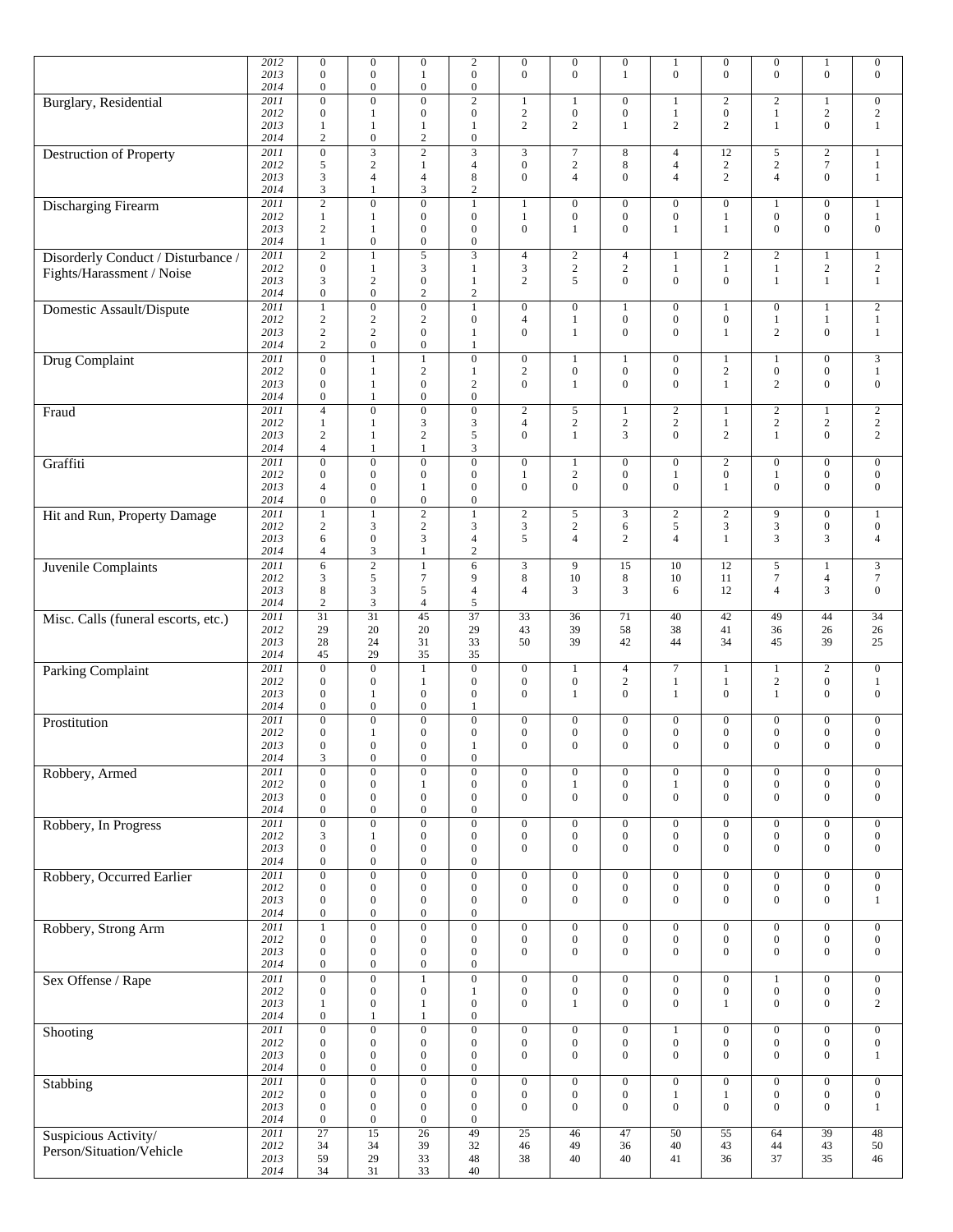| | | | | | | | | | | | | | |
|---|---|---|---|---|---|---|---|---|---|---|---|---|---|
| | 2012 | 0 | 0 | 0 | 2 | 0 | 0 | 0 | 1 | 0 | 0 | 1 | 0 |
| | 2013 | 0 | 0 | 1 | 0 | 0 | 0 | 1 | 0 | 0 | 0 | 0 | 0 |
| | 2014 | 0 | 0 | 0 | 0 | | | | | | | | |
| Burglary, Residential | 2011 | 0 | 0 | 0 | 2 | 1 | 1 | 0 | 1 | 2 | 2 | 1 | 0 |
| | 2012 | 0 | 1 | 0 | 0 | 2 | 0 | 0 | 1 | 0 | 1 | 2 | 2 |
| | 2013 | 1 | 1 | 1 | 1 | 2 | 2 | 1 | 2 | 2 | 1 | 0 | 1 |
| | 2014 | 2 | 0 | 2 | 0 | | | | | | | | |
| Destruction of Property | 2011 | 0 | 3 | 2 | 3 | 3 | 7 | 8 | 4 | 12 | 5 | 2 | 1 |
| | 2012 | 5 | 2 | 1 | 4 | 0 | 2 | 8 | 4 | 2 | 2 | 7 | 1 |
| | 2013 | 3 | 4 | 4 | 8 | 0 | 4 | 0 | 4 | 2 | 4 | 0 | 1 |
| | 2014 | 3 | 1 | 3 | 2 | | | | | | | | |
| Discharging Firearm | 2011 | 2 | 0 | 0 | 1 | 1 | 0 | 0 | 0 | 0 | 1 | 0 | 1 |
| | 2012 | 1 | 1 | 0 | 0 | 1 | 0 | 0 | 0 | 1 | 0 | 0 | 1 |
| | 2013 | 2 | 1 | 0 | 0 | 0 | 1 | 0 | 1 | 1 | 0 | 0 | 0 |
| | 2014 | 1 | 0 | 0 | 0 | | | | | | | | |
| Disorderly Conduct / Disturbance / Fights/Harassment / Noise | 2011 | 2 | 1 | 5 | 3 | 4 | 2 | 4 | 1 | 2 | 2 | 1 | 1 |
| | 2012 | 0 | 1 | 3 | 1 | 3 | 2 | 2 | 1 | 1 | 1 | 2 | 2 |
| | 2013 | 3 | 2 | 0 | 1 | 2 | 5 | 0 | 0 | 0 | 1 | 1 | 1 |
| | 2014 | 0 | 0 | 2 | 2 | | | | | | | | |
| Domestic Assault/Dispute | 2011 | 1 | 0 | 0 | 1 | 0 | 0 | 1 | 0 | 1 | 0 | 1 | 2 |
| | 2012 | 2 | 2 | 2 | 0 | 4 | 1 | 0 | 0 | 0 | 1 | 1 | 1 |
| | 2013 | 2 | 2 | 0 | 1 | 0 | 1 | 0 | 0 | 1 | 2 | 0 | 1 |
| | 2014 | 2 | 0 | 0 | 1 | | | | | | | | |
| Drug Complaint | 2011 | 0 | 1 | 1 | 0 | 0 | 1 | 1 | 0 | 1 | 1 | 0 | 3 |
| | 2012 | 0 | 1 | 2 | 1 | 2 | 0 | 0 | 0 | 2 | 0 | 0 | 1 |
| | 2013 | 0 | 1 | 0 | 2 | 0 | 1 | 0 | 0 | 1 | 2 | 0 | 0 |
| | 2014 | 0 | 1 | 0 | 0 | | | | | | | | |
| Fraud | 2011 | 4 | 0 | 0 | 0 | 2 | 5 | 1 | 2 | 1 | 2 | 1 | 2 |
| | 2012 | 1 | 1 | 3 | 3 | 4 | 2 | 2 | 2 | 1 | 2 | 2 | 2 |
| | 2013 | 2 | 1 | 2 | 5 | 0 | 1 | 3 | 0 | 2 | 1 | 0 | 2 |
| | 2014 | 4 | 1 | 1 | 3 | | | | | | | | |
| Graffiti | 2011 | 0 | 0 | 0 | 0 | 0 | 1 | 0 | 0 | 2 | 0 | 0 | 0 |
| | 2012 | 0 | 0 | 0 | 0 | 1 | 2 | 0 | 1 | 0 | 1 | 0 | 0 |
| | 2013 | 4 | 0 | 1 | 0 | 0 | 0 | 0 | 0 | 1 | 0 | 0 | 0 |
| | 2014 | 0 | 0 | 0 | 0 | | | | | | | | |
| Hit and Run, Property Damage | 2011 | 1 | 1 | 2 | 1 | 2 | 5 | 3 | 2 | 2 | 9 | 0 | 1 |
| | 2012 | 2 | 3 | 2 | 3 | 3 | 2 | 6 | 5 | 3 | 3 | 0 | 0 |
| | 2013 | 6 | 0 | 3 | 4 | 5 | 4 | 2 | 4 | 1 | 3 | 3 | 4 |
| | 2014 | 4 | 3 | 1 | 2 | | | | | | | | |
| Juvenile Complaints | 2011 | 6 | 2 | 1 | 6 | 3 | 9 | 15 | 10 | 12 | 5 | 1 | 3 |
| | 2012 | 3 | 5 | 7 | 9 | 8 | 10 | 8 | 10 | 11 | 7 | 4 | 7 |
| | 2013 | 8 | 3 | 5 | 4 | 4 | 3 | 3 | 6 | 12 | 4 | 3 | 0 |
| | 2014 | 2 | 3 | 4 | 5 | | | | | | | | |
| Misc. Calls (funeral escorts, etc.) | 2011 | 31 | 31 | 45 | 37 | 33 | 36 | 71 | 40 | 42 | 49 | 44 | 34 |
| | 2012 | 29 | 20 | 20 | 29 | 43 | 39 | 58 | 38 | 41 | 36 | 26 | 26 |
| | 2013 | 28 | 24 | 31 | 33 | 50 | 39 | 42 | 44 | 34 | 45 | 39 | 25 |
| | 2014 | 45 | 29 | 35 | 35 | | | | | | | | |
| Parking Complaint | 2011 | 0 | 0 | 1 | 0 | 0 | 1 | 4 | 7 | 1 | 1 | 2 | 0 |
| | 2012 | 0 | 0 | 1 | 0 | 0 | 0 | 2 | 1 | 1 | 2 | 0 | 1 |
| | 2013 | 0 | 1 | 0 | 0 | 0 | 1 | 0 | 1 | 0 | 1 | 0 | 0 |
| | 2014 | 0 | 0 | 0 | 1 | | | | | | | | |
| Prostitution | 2011 | 0 | 0 | 0 | 0 | 0 | 0 | 0 | 0 | 0 | 0 | 0 | 0 |
| | 2012 | 0 | 1 | 0 | 0 | 0 | 0 | 0 | 0 | 0 | 0 | 0 | 0 |
| | 2013 | 0 | 0 | 0 | 1 | 0 | 0 | 0 | 0 | 0 | 0 | 0 | 0 |
| | 2014 | 3 | 0 | 0 | 0 | | | | | | | | |
| Robbery, Armed | 2011 | 0 | 0 | 0 | 0 | 0 | 0 | 0 | 0 | 0 | 0 | 0 | 0 |
| | 2012 | 0 | 0 | 1 | 0 | 0 | 1 | 0 | 1 | 0 | 0 | 0 | 0 |
| | 2013 | 0 | 0 | 0 | 0 | 0 | 0 | 0 | 0 | 0 | 0 | 0 | 0 |
| | 2014 | 0 | 0 | 0 | 0 | | | | | | | | |
| Robbery, In Progress | 2011 | 0 | 0 | 0 | 0 | 0 | 0 | 0 | 0 | 0 | 0 | 0 | 0 |
| | 2012 | 3 | 1 | 0 | 0 | 0 | 0 | 0 | 0 | 0 | 0 | 0 | 0 |
| | 2013 | 0 | 0 | 0 | 0 | 0 | 0 | 0 | 0 | 0 | 0 | 0 | 0 |
| | 2014 | 0 | 0 | 0 | 0 | | | | | | | | |
| Robbery, Occurred Earlier | 2011 | 0 | 0 | 0 | 0 | 0 | 0 | 0 | 0 | 0 | 0 | 0 | 0 |
| | 2012 | 0 | 0 | 0 | 0 | 0 | 0 | 0 | 0 | 0 | 0 | 0 | 0 |
| | 2013 | 0 | 0 | 0 | 0 | 0 | 0 | 0 | 0 | 0 | 0 | 0 | 1 |
| | 2014 | 0 | 0 | 0 | 0 | | | | | | | | |
| Robbery, Strong Arm | 2011 | 1 | 0 | 0 | 0 | 0 | 0 | 0 | 0 | 0 | 0 | 0 | 0 |
| | 2012 | 0 | 0 | 0 | 0 | 0 | 0 | 0 | 0 | 0 | 0 | 0 | 0 |
| | 2013 | 0 | 0 | 0 | 0 | 0 | 0 | 0 | 0 | 0 | 0 | 0 | 0 |
| | 2014 | 0 | 0 | 0 | 0 | | | | | | | | |
| Sex Offense / Rape | 2011 | 0 | 0 | 1 | 0 | 0 | 0 | 0 | 0 | 0 | 1 | 0 | 0 |
| | 2012 | 0 | 0 | 0 | 1 | 0 | 0 | 0 | 0 | 0 | 0 | 0 | 0 |
| | 2013 | 1 | 0 | 1 | 0 | 0 | 1 | 0 | 0 | 1 | 0 | 0 | 2 |
| | 2014 | 0 | 1 | 1 | 0 | | | | | | | | |
| Shooting | 2011 | 0 | 0 | 0 | 0 | 0 | 0 | 0 | 1 | 0 | 0 | 0 | 0 |
| | 2012 | 0 | 0 | 0 | 0 | 0 | 0 | 0 | 0 | 0 | 0 | 0 | 0 |
| | 2013 | 0 | 0 | 0 | 0 | 0 | 0 | 0 | 0 | 0 | 0 | 0 | 1 |
| | 2014 | 0 | 0 | 0 | 0 | | | | | | | | |
| Stabbing | 2011 | 0 | 0 | 0 | 0 | 0 | 0 | 0 | 0 | 0 | 0 | 0 | 0 |
| | 2012 | 0 | 0 | 0 | 0 | 0 | 0 | 0 | 1 | 1 | 0 | 0 | 0 |
| | 2013 | 0 | 0 | 0 | 0 | 0 | 0 | 0 | 0 | 0 | 0 | 0 | 1 |
| | 2014 | 0 | 0 | 0 | 0 | | | | | | | | |
| Suspicious Activity/ Person/Situation/Vehicle | 2011 | 27 | 15 | 26 | 49 | 25 | 46 | 47 | 50 | 55 | 64 | 39 | 48 |
| | 2012 | 34 | 34 | 39 | 32 | 46 | 49 | 36 | 40 | 43 | 44 | 43 | 50 |
| | 2013 | 59 | 29 | 33 | 48 | 38 | 40 | 40 | 41 | 36 | 37 | 35 | 46 |
| | 2014 | 34 | 31 | 33 | 40 | | | | | | | | |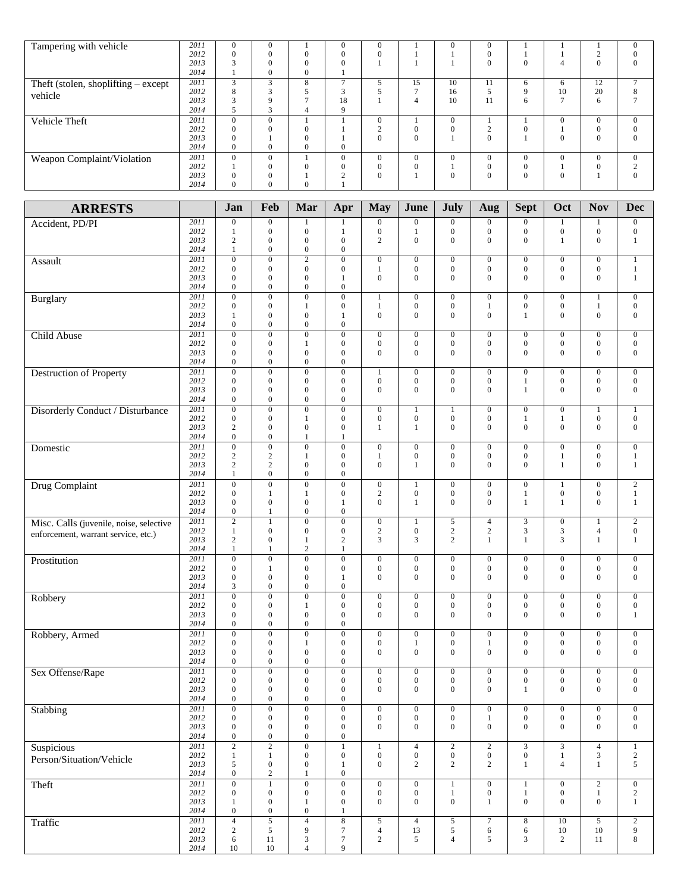| | | | | | | | | | | | | | |
|---|---|---|---|---|---|---|---|---|---|---|---|---|---|
| Tampering with vehicle | *2011* | 0 | 0 | 1 | 0 | 0 | 1 | 0 | 0 | 1 | 1 | 1 | 0 |
| | *2012* | 0 | 0 | 0 | 0 | 0 | 1 | 1 | 0 | 1 | 1 | 2 | 0 |
| | *2013* | 3 | 0 | 0 | 0 | 1 | 1 | 1 | 0 | 0 | 4 | 0 | 0 |
| | *2014* | 1 | 0 | 0 | 1 | | | | | | | | |
| Theft (stolen, shoplifting – except vehicle | *2011* | 3 | 3 | 8 | 7 | 5 | 15 | 10 | 11 | 6 | 6 | 12 | 7 |
| | *2012* | 8 | 3 | 5 | 3 | 5 | 7 | 16 | 5 | 9 | 10 | 20 | 8 |
| | *2013* | 3 | 9 | 7 | 18 | 1 | 4 | 10 | 11 | 6 | 7 | 6 | 7 |
| | *2014* | 5 | 3 | 4 | 9 | | | | | | | | |
| Vehicle Theft | *2011* | 0 | 0 | 1 | 1 | 0 | 1 | 0 | 1 | 1 | 0 | 0 | 0 |
| | *2012* | 0 | 0 | 0 | 1 | 2 | 0 | 0 | 2 | 0 | 1 | 0 | 0 |
| | *2013* | 0 | 1 | 0 | 1 | 0 | 0 | 1 | 0 | 1 | 0 | 0 | 0 |
| | *2014* | 0 | 0 | 0 | 0 | | | | | | | | |
| Weapon Complaint/Violation | *2011* | 0 | 0 | 1 | 0 | 0 | 0 | 0 | 0 | 0 | 0 | 0 | 0 |
| | *2012* | 1 | 0 | 0 | 0 | 0 | 0 | 1 | 0 | 0 | 1 | 0 | 2 |
| | *2013* | 0 | 0 | 1 | 2 | 0 | 1 | 0 | 0 | 0 | 0 | 1 | 0 |
| | *2014* | 0 | 0 | 0 | 1 | | | | | | | | |

| **ARRESTS** | | **Jan** | **Feb** | **Mar** | **Apr** | **May** | **June** | **July** | **Aug** | **Sept** | **Oct** | **Nov** | **Dec** |
|---|---|---|---|---|---|---|---|---|---|---|---|---|---|
| Accident, PD/PI | *2011* | 0 | 0 | 1 | 1 | 0 | 0 | 0 | 0 | 0 | 1 | 1 | 0 |
| | *2012* | 1 | 0 | 0 | 1 | 0 | 1 | 0 | 0 | 0 | 0 | 0 | 0 |
| | *2013* | 2 | 0 | 0 | 0 | 2 | 0 | 0 | 0 | 0 | 1 | 0 | 1 |
| | *2014* | 1 | 0 | 0 | 0 | | | | | | | | |
| Assault | *2011* | 0 | 0 | 2 | 0 | 0 | 0 | 0 | 0 | 0 | 0 | 0 | 1 |
| | *2012* | 0 | 0 | 0 | 0 | 1 | 0 | 0 | 0 | 0 | 0 | 0 | 1 |
| | *2013* | 0 | 0 | 0 | 1 | 0 | 0 | 0 | 0 | 0 | 0 | 0 | 1 |
| | *2014* | 0 | 0 | 0 | 0 | | | | | | | | |
| Burglary | *2011* | 0 | 0 | 0 | 0 | 1 | 0 | 0 | 0 | 0 | 0 | 1 | 0 |
| | *2012* | 0 | 0 | 1 | 0 | 1 | 0 | 0 | 1 | 0 | 0 | 1 | 0 |
| | *2013* | 1 | 0 | 0 | 1 | 0 | 0 | 0 | 0 | 1 | 0 | 0 | 0 |
| | *2014* | 0 | 0 | 0 | 0 | | | | | | | | |
| Child Abuse | *2011* | 0 | 0 | 0 | 0 | 0 | 0 | 0 | 0 | 0 | 0 | 0 | 0 |
| | *2012* | 0 | 0 | 1 | 0 | 0 | 0 | 0 | 0 | 0 | 0 | 0 | 0 |
| | *2013* | 0 | 0 | 0 | 0 | 0 | 0 | 0 | 0 | 0 | 0 | 0 | 0 |
| | *2014* | 0 | 0 | 0 | 0 | | | | | | | | |
| Destruction of Property | *2011* | 0 | 0 | 0 | 0 | 1 | 0 | 0 | 0 | 0 | 0 | 0 | 0 |
| | *2012* | 0 | 0 | 0 | 0 | 0 | 0 | 0 | 0 | 1 | 0 | 0 | 0 |
| | *2013* | 0 | 0 | 0 | 0 | 0 | 0 | 0 | 0 | 1 | 0 | 0 | 0 |
| | *2014* | 0 | 0 | 0 | 0 | | | | | | | | |
| Disorderly Conduct / Disturbance | *2011* | 0 | 0 | 0 | 0 | 0 | 1 | 1 | 0 | 0 | 0 | 1 | 1 |
| | *2012* | 0 | 0 | 1 | 0 | 0 | 0 | 0 | 0 | 1 | 1 | 0 | 0 |
| | *2013* | 2 | 0 | 0 | 0 | 1 | 1 | 0 | 0 | 0 | 0 | 0 | 0 |
| | *2014* | 0 | 0 | 1 | 1 | | | | | | | | |
| Domestic | *2011* | 0 | 0 | 0 | 0 | 0 | 0 | 0 | 0 | 0 | 0 | 0 | 0 |
| | *2012* | 2 | 2 | 1 | 0 | 1 | 0 | 0 | 0 | 0 | 1 | 0 | 1 |
| | *2013* | 2 | 2 | 0 | 0 | 0 | 1 | 0 | 0 | 0 | 1 | 0 | 1 |
| | *2014* | 1 | 0 | 0 | 0 | | | | | | | | |
| Drug Complaint | *2011* | 0 | 0 | 0 | 0 | 0 | 1 | 0 | 0 | 0 | 1 | 0 | 2 |
| | *2012* | 0 | 1 | 1 | 0 | 2 | 0 | 0 | 0 | 1 | 0 | 0 | 1 |
| | *2013* | 0 | 0 | 0 | 1 | 0 | 1 | 0 | 0 | 1 | 1 | 0 | 1 |
| | *2014* | 0 | 1 | 0 | 0 | | | | | | | | |
| Misc. Calls (juvenile, noise, selective enforcement, warrant service, etc.) | *2011* | 2 | 1 | 0 | 0 | 0 | 1 | 5 | 4 | 3 | 0 | 1 | 2 |
| | *2012* | 1 | 0 | 0 | 0 | 2 | 0 | 2 | 2 | 3 | 3 | 4 | 0 |
| | *2013* | 2 | 0 | 1 | 2 | 3 | 3 | 2 | 1 | 1 | 3 | 1 | 1 |
| | *2014* | 1 | 1 | 2 | 1 | | | | | | | | |
| Prostitution | *2011* | 0 | 0 | 0 | 0 | 0 | 0 | 0 | 0 | 0 | 0 | 0 | 0 |
| | *2012* | 0 | 1 | 0 | 0 | 0 | 0 | 0 | 0 | 0 | 0 | 0 | 0 |
| | *2013* | 0 | 0 | 0 | 1 | 0 | 0 | 0 | 0 | 0 | 0 | 0 | 0 |
| | *2014* | 3 | 0 | 0 | 0 | | | | | | | | |
| Robbery | *2011* | 0 | 0 | 0 | 0 | 0 | 0 | 0 | 0 | 0 | 0 | 0 | 0 |
| | *2012* | 0 | 0 | 1 | 0 | 0 | 0 | 0 | 0 | 0 | 0 | 0 | 0 |
| | *2013* | 0 | 0 | 0 | 0 | 0 | 0 | 0 | 0 | 0 | 0 | 0 | 1 |
| | *2014* | 0 | 0 | 0 | 0 | | | | | | | | |
| Robbery, Armed | *2011* | 0 | 0 | 0 | 0 | 0 | 0 | 0 | 0 | 0 | 0 | 0 | 0 |
| | *2012* | 0 | 0 | 1 | 0 | 0 | 1 | 0 | 1 | 0 | 0 | 0 | 0 |
| | *2013* | 0 | 0 | 0 | 0 | 0 | 0 | 0 | 0 | 0 | 0 | 0 | 0 |
| | *2014* | 0 | 0 | 0 | 0 | | | | | | | | |
| Sex Offense/Rape | *2011* | 0 | 0 | 0 | 0 | 0 | 0 | 0 | 0 | 0 | 0 | 0 | 0 |
| | *2012* | 0 | 0 | 0 | 0 | 0 | 0 | 0 | 0 | 0 | 0 | 0 | 0 |
| | *2013* | 0 | 0 | 0 | 0 | 0 | 0 | 0 | 0 | 1 | 0 | 0 | 0 |
| | *2014* | 0 | 0 | 0 | 0 | | | | | | | | |
| Stabbing | *2011* | 0 | 0 | 0 | 0 | 0 | 0 | 0 | 0 | 0 | 0 | 0 | 0 |
| | *2012* | 0 | 0 | 0 | 0 | 0 | 0 | 0 | 1 | 0 | 0 | 0 | 0 |
| | *2013* | 0 | 0 | 0 | 0 | 0 | 0 | 0 | 0 | 0 | 0 | 0 | 0 |
| | *2014* | 0 | 0 | 0 | 0 | | | | | | | | |
| Suspicious Person/Situation/Vehicle | *2011* | 2 | 2 | 0 | 1 | 1 | 4 | 2 | 2 | 3 | 3 | 4 | 1 |
| | *2012* | 1 | 1 | 0 | 0 | 0 | 0 | 0 | 0 | 0 | 1 | 3 | 2 |
| | *2013* | 5 | 0 | 0 | 1 | 0 | 2 | 2 | 2 | 1 | 4 | 1 | 5 |
| | *2014* | 0 | 2 | 1 | 0 | | | | | | | | |
| Theft | *2011* | 0 | 1 | 0 | 0 | 0 | 0 | 1 | 0 | 1 | 0 | 2 | 0 |
| | *2012* | 0 | 0 | 0 | 0 | 0 | 0 | 1 | 0 | 1 | 0 | 1 | 2 |
| | *2013* | 1 | 0 | 1 | 0 | 0 | 0 | 0 | 1 | 0 | 0 | 0 | 1 |
| | *2014* | 0 | 0 | 0 | 1 | | | | | | | | |
| Traffic | *2011* | 4 | 5 | 4 | 8 | 5 | 4 | 5 | 7 | 8 | 10 | 5 | 2 |
| | *2012* | 2 | 5 | 9 | 7 | 4 | 13 | 5 | 6 | 6 | 10 | 10 | 9 |
| | *2013* | 6 | 11 | 3 | 7 | 2 | 5 | 4 | 5 | 3 | 2 | 11 | 8 |
| | *2014* | 10 | 10 | 4 | 9 | | | | | | | | |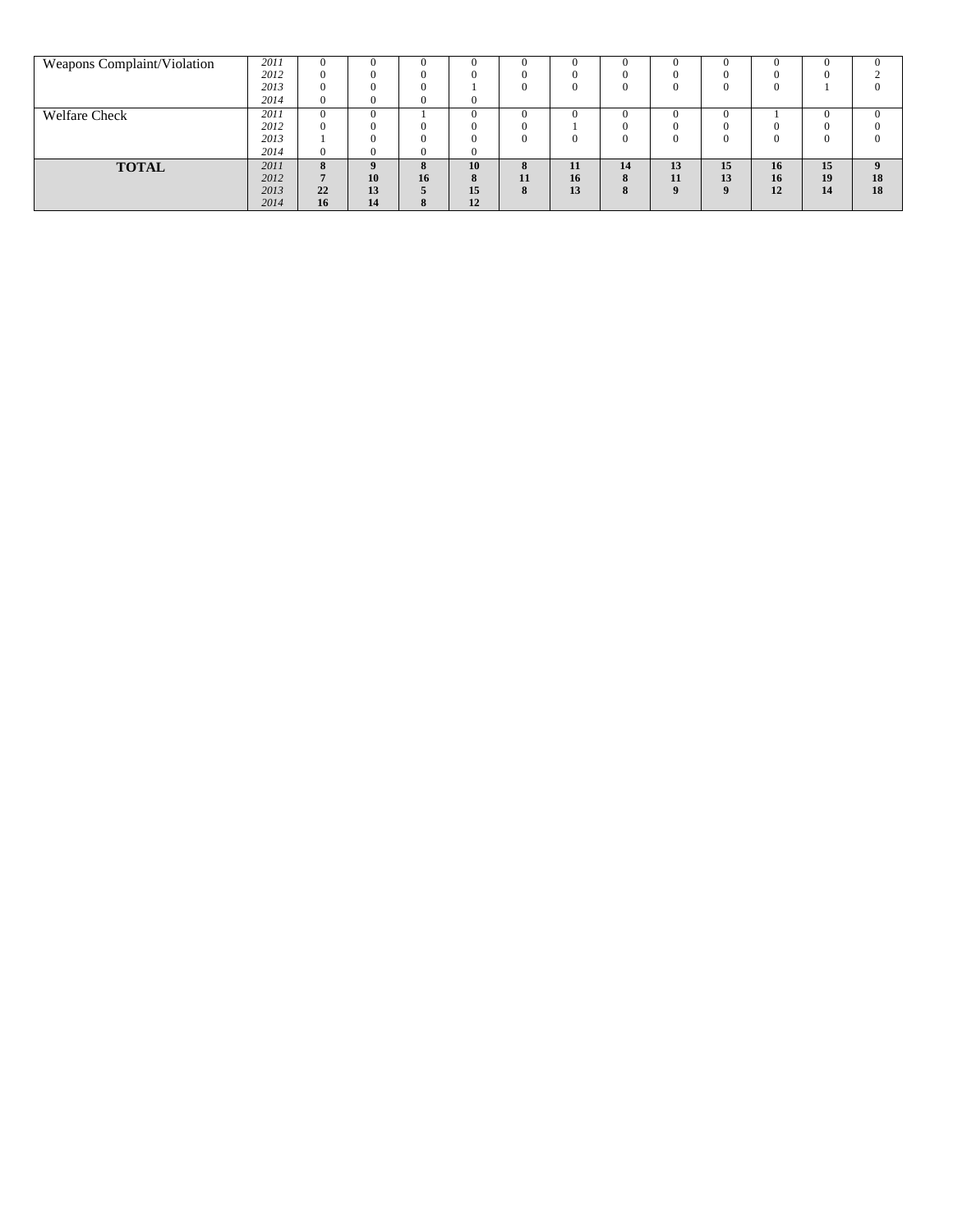| | | | | | | | | | | | | | |
|---|---|---|---|---|---|---|---|---|---|---|---|---|---|
| Weapons Complaint/Violation | *2011* | 0 | 0 | 0 | 0 | 0 | 0 | 0 | 0 | 0 | 0 | 0 | 0 |
| | *2012* | 0 | 0 | 0 | 0 | 0 | 0 | 0 | 0 | 0 | 0 | 0 | 2 |
| | *2013* | 0 | 0 | 0 | 1 | 0 | 0 | 0 | 0 | 0 | 0 | 1 | 0 |
| | *2014* | 0 | 0 | 0 | 0 | | | | | | | | |
| Welfare Check | *2011* | 0 | 0 | 1 | 0 | 0 | 0 | 0 | 0 | 0 | 1 | 0 | 0 |
| | *2012* | 0 | 0 | 0 | 0 | 0 | 1 | 0 | 0 | 0 | 0 | 0 | 0 |
| | *2013* | 1 | 0 | 0 | 0 | 0 | 0 | 0 | 0 | 0 | 0 | 0 | 0 |
| | *2014* | 0 | 0 | 0 | 0 | | | | | | | | |
| **TOTAL** | *2011* | **8** | **9** | **8** | **10** | **8** | **11** | **14** | **13** | **15** | **16** | **15** | **9** |
| | *2012* | **7** | **10** | **16** | **8** | **11** | **16** | **8** | **11** | **13** | **16** | **19** | **18** |
| | *2013* | **22** | **13** | **5** | **15** | **8** | **13** | **8** | **9** | **9** | **12** | **14** | **18** |
| | *2014* | **16** | **14** | **8** | **12** | | | | | | | | |